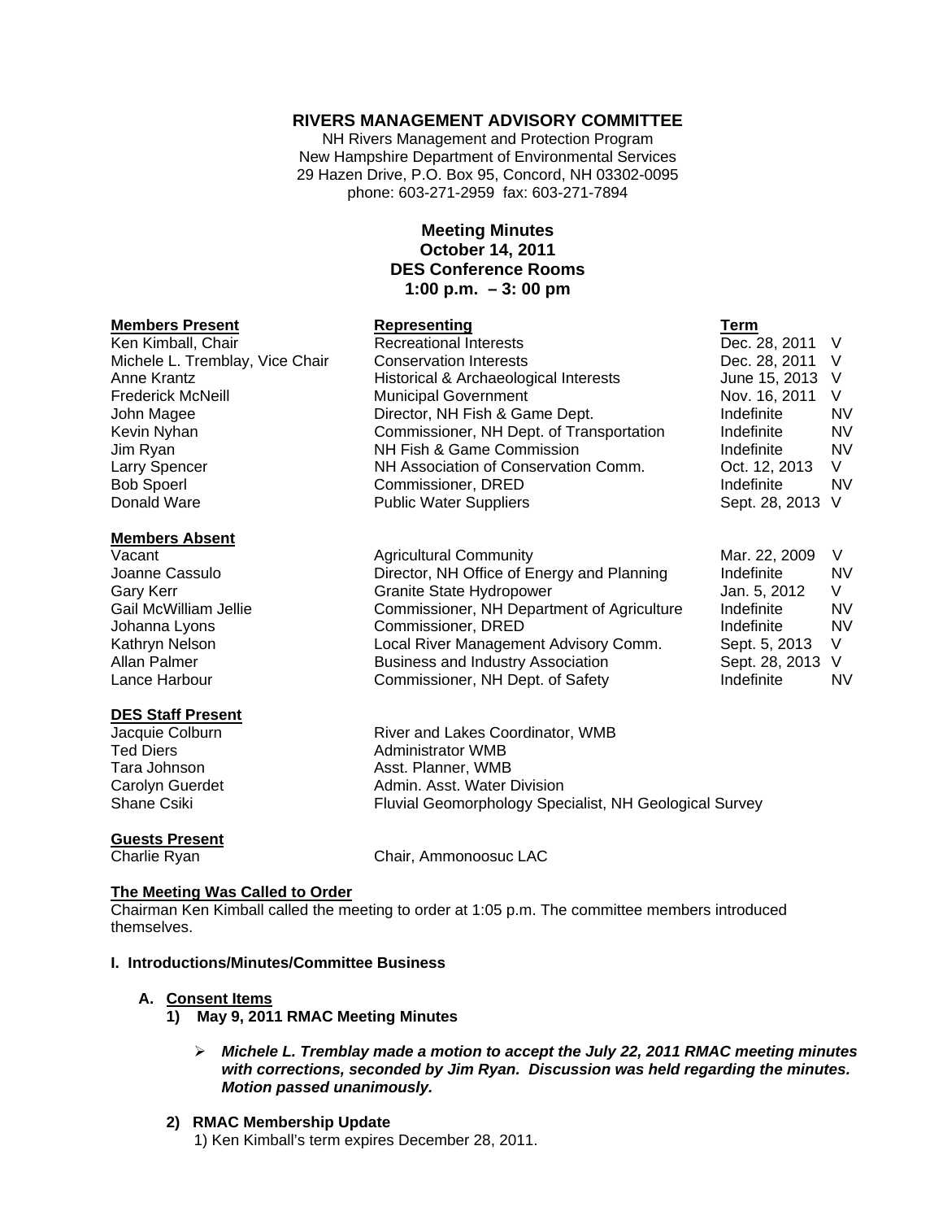# RIVERS MANAGEMENT ADVISORY COMMITTEE

NH Rivers Management and Protection Program
New Hampshire Department of Environmental Services
29 Hazen Drive, P.O. Box 95, Concord, NH 03302-0095
phone: 603-271-2959 fax: 603-271-7894

## Meeting Minutes
## October 14, 2011
## DES Conference Rooms
## 1:00 p.m. – 3: 00 pm

| **Members Present** | **Representing** | **Term** | |
|---|---|---|---|
| Ken Kimball, Chair | Recreational Interests | Dec. 28, 2011 | V |
| Michele L. Tremblay, Vice Chair | Conservation Interests | Dec. 28, 2011 | V |
| Anne Krantz | Historical & Archaeological Interests | June 15, 2013 | V |
| Frederick McNeill | Municipal Government | Nov. 16, 2011 | V |
| John Magee | Director, NH Fish & Game Dept. | Indefinite | NV |
| Kevin Nyhan | Commissioner, NH Dept. of Transportation | Indefinite | NV |
| Jim Ryan | NH Fish & Game Commission | Indefinite | NV |
| Larry Spencer | NH Association of Conservation Comm. | Oct. 12, 2013 | V |
| Bob Spoerl | Commissioner, DRED | Indefinite | NV |
| Donald Ware | Public Water Suppliers | Sept. 28, 2013 | V |

| **Members Absent** | | | |
|---|---|---|---|
| Vacant | Agricultural Community | Mar. 22, 2009 | V |
| Joanne Cassulo | Director, NH Office of Energy and Planning | Indefinite | NV |
| Gary Kerr | Granite State Hydropower | Jan. 5, 2012 | V |
| Gail McWilliam Jellie | Commissioner, NH Department of Agriculture | Indefinite | NV |
| Johanna Lyons | Commissioner, DRED | Indefinite | NV |
| Kathryn Nelson | Local River Management Advisory Comm. | Sept. 5, 2013 | V |
| Allan Palmer | Business and Industry Association | Sept. 28, 2013 | V |
| Lance Harbour | Commissioner, NH Dept. of Safety | Indefinite | NV |

| **DES Staff Present** | |
|---|---|
| Jacquie Colburn | River and Lakes Coordinator, WMB |
| Ted Diers | Administrator WMB |
| Tara Johnson | Asst. Planner, WMB |
| Carolyn Guerdet | Admin. Asst. Water Division |
| Shane Csiki | Fluvial Geomorphology Specialist, NH Geological Survey |

| **Guests Present** | |
|---|---|
| Charlie Ryan | Chair, Ammonoosuc LAC |

**The Meeting Was Called to Order**

Chairman Ken Kimball called the meeting to order at 1:05 p.m. The committee members introduced themselves.

### I. Introductions/Minutes/Committee Business

**A. Consent Items**

**1) May 9, 2011 RMAC Meeting Minutes**

- ***Michele L. Tremblay made a motion to accept the July 22, 2011 RMAC meeting minutes with corrections, seconded by Jim Ryan. Discussion was held regarding the minutes. Motion passed unanimously.***

**2) RMAC Membership Update**

1) Ken Kimball's term expires December 28, 2011.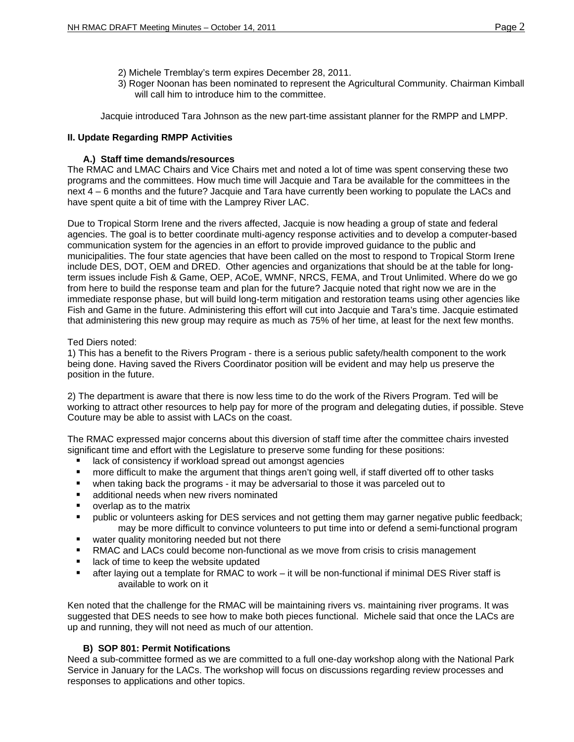2) Michele Tremblay's term expires December 28, 2011.
3) Roger Noonan has been nominated to represent the Agricultural Community. Chairman Kimball will call him to introduce him to the committee.

Jacquie introduced Tara Johnson as the new part-time assistant planner for the RMPP and LMPP.

**II. Update Regarding RMPP Activities**

**A.) Staff time demands/resources**

The RMAC and LMAC Chairs and Vice Chairs met and noted a lot of time was spent conserving these two programs and the committees. How much time will Jacquie and Tara be available for the committees in the next 4 – 6 months and the future? Jacquie and Tara have currently been working to populate the LACs and have spent quite a bit of time with the Lamprey River LAC.

Due to Tropical Storm Irene and the rivers affected, Jacquie is now heading a group of state and federal agencies. The goal is to better coordinate multi-agency response activities and to develop a computer-based communication system for the agencies in an effort to provide improved guidance to the public and municipalities. The four state agencies that have been called on the most to respond to Tropical Storm Irene include DES, DOT, OEM and DRED. Other agencies and organizations that should be at the table for long-term issues include Fish & Game, OEP, ACoE, WMNF, NRCS, FEMA, and Trout Unlimited. Where do we go from here to build the response team and plan for the future? Jacquie noted that right now we are in the immediate response phase, but will build long-term mitigation and restoration teams using other agencies like Fish and Game in the future. Administering this effort will cut into Jacquie and Tara's time. Jacquie estimated that administering this new group may require as much as 75% of her time, at least for the next few months.

Ted Diers noted:
1) This has a benefit to the Rivers Program - there is a serious public safety/health component to the work being done. Having saved the Rivers Coordinator position will be evident and may help us preserve the position in the future.

2) The department is aware that there is now less time to do the work of the Rivers Program. Ted will be working to attract other resources to help pay for more of the program and delegating duties, if possible. Steve Couture may be able to assist with LACs on the coast.

The RMAC expressed major concerns about this diversion of staff time after the committee chairs invested significant time and effort with the Legislature to preserve some funding for these positions:

- lack of consistency if workload spread out amongst agencies
- more difficult to make the argument that things aren't going well, if staff diverted off to other tasks
- when taking back the programs - it may be adversarial to those it was parceled out to
- additional needs when new rivers nominated
- overlap as to the matrix
- public or volunteers asking for DES services and not getting them may garner negative public feedback; may be more difficult to convince volunteers to put time into or defend a semi-functional program
- water quality monitoring needed but not there
- RMAC and LACs could become non-functional as we move from crisis to crisis management
- lack of time to keep the website updated
- after laying out a template for RMAC to work – it will be non-functional if minimal DES River staff is available to work on it

Ken noted that the challenge for the RMAC will be maintaining rivers vs. maintaining river programs. It was suggested that DES needs to see how to make both pieces functional. Michele said that once the LACs are up and running, they will not need as much of our attention.

**B) SOP 801: Permit Notifications**

Need a sub-committee formed as we are committed to a full one-day workshop along with the National Park Service in January for the LACs. The workshop will focus on discussions regarding review processes and responses to applications and other topics.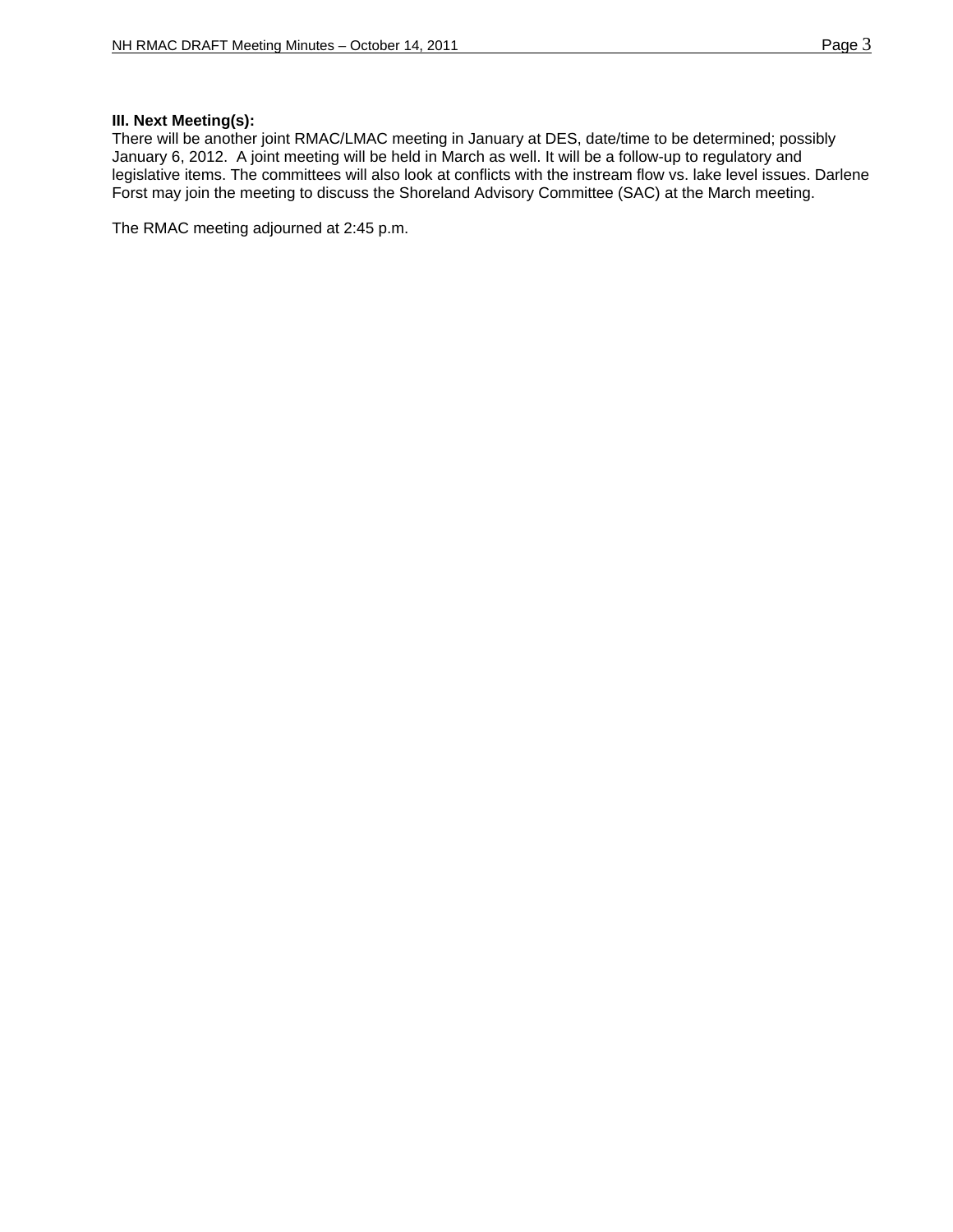**III. Next Meeting(s):**
There will be another joint RMAC/LMAC meeting in January at DES, date/time to be determined; possibly January 6, 2012. A joint meeting will be held in March as well. It will be a follow-up to regulatory and legislative items. The committees will also look at conflicts with the instream flow vs. lake level issues. Darlene Forst may join the meeting to discuss the Shoreland Advisory Committee (SAC) at the March meeting.

The RMAC meeting adjourned at 2:45 p.m.